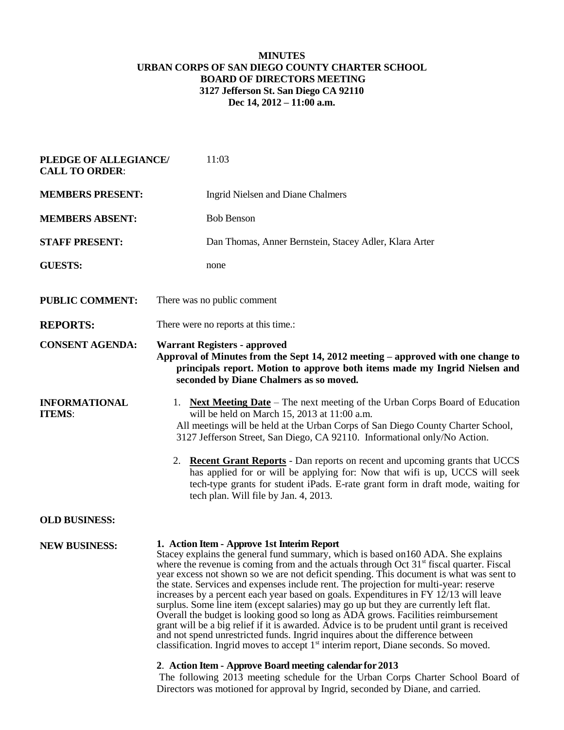**MINUTES**
**URBAN CORPS OF SAN DIEGO COUNTY CHARTER SCHOOL**
**BOARD OF DIRECTORS MEETING**
**3127 Jefferson St. San Diego CA 92110**
**Dec 14, 2012 – 11:00 a.m.**

**PLEDGE OF ALLEGIANCE/ CALL TO ORDER**: 11:03

**MEMBERS PRESENT:** Ingrid Nielsen and Diane Chalmers

**MEMBERS ABSENT:** Bob Benson

**STAFF PRESENT:** Dan Thomas, Anner Bernstein, Stacey Adler, Klara Arter

**GUESTS:** none

**PUBLIC COMMENT:** There was no public comment

**REPORTS:** There were no reports at this time.:

**CONSENT AGENDA:** **Warrant Registers - approved**
**Approval of Minutes from the Sept 14, 2012 meeting – approved with one change to principals report. Motion to approve both items made my Ingrid Nielsen and seconded by Diane Chalmers as so moved.**

**INFORMATIONAL ITEMS**:

1. **Next Meeting Date** – The next meeting of the Urban Corps Board of Education will be held on March 15, 2013 at 11:00 a.m.
   All meetings will be held at the Urban Corps of San Diego County Charter School, 3127 Jefferson Street, San Diego, CA 92110. Informational only/No Action.

2. **Recent Grant Reports** - Dan reports on recent and upcoming grants that UCCS has applied for or will be applying for: Now that wifi is up, UCCS will seek tech-type grants for student iPads. E-rate grant form in draft mode, waiting for tech plan. Will file by Jan. 4, 2013.

**OLD BUSINESS:**

**NEW BUSINESS:**

**1. Action Item - Approve 1st Interim Report**
Stacey explains the general fund summary, which is based on160 ADA. She explains where the revenue is coming from and the actuals through Oct 31st fiscal quarter. Fiscal year excess not shown so we are not deficit spending. This document is what was sent to the state. Services and expenses include rent. The projection for multi-year: reserve increases by a percent each year based on goals. Expenditures in FY 12/13 will leave surplus. Some line item (except salaries) may go up but they are currently left flat. Overall the budget is looking good so long as ADA grows. Facilities reimbursement grant will be a big relief if it is awarded. Advice is to be prudent until grant is received and not spend unrestricted funds. Ingrid inquires about the difference between classification. Ingrid moves to accept 1st interim report, Diane seconds. So moved.

**2**. **Action Item - Approve Board meeting calendar for 2013**
The following 2013 meeting schedule for the Urban Corps Charter School Board of Directors was motioned for approval by Ingrid, seconded by Diane, and carried.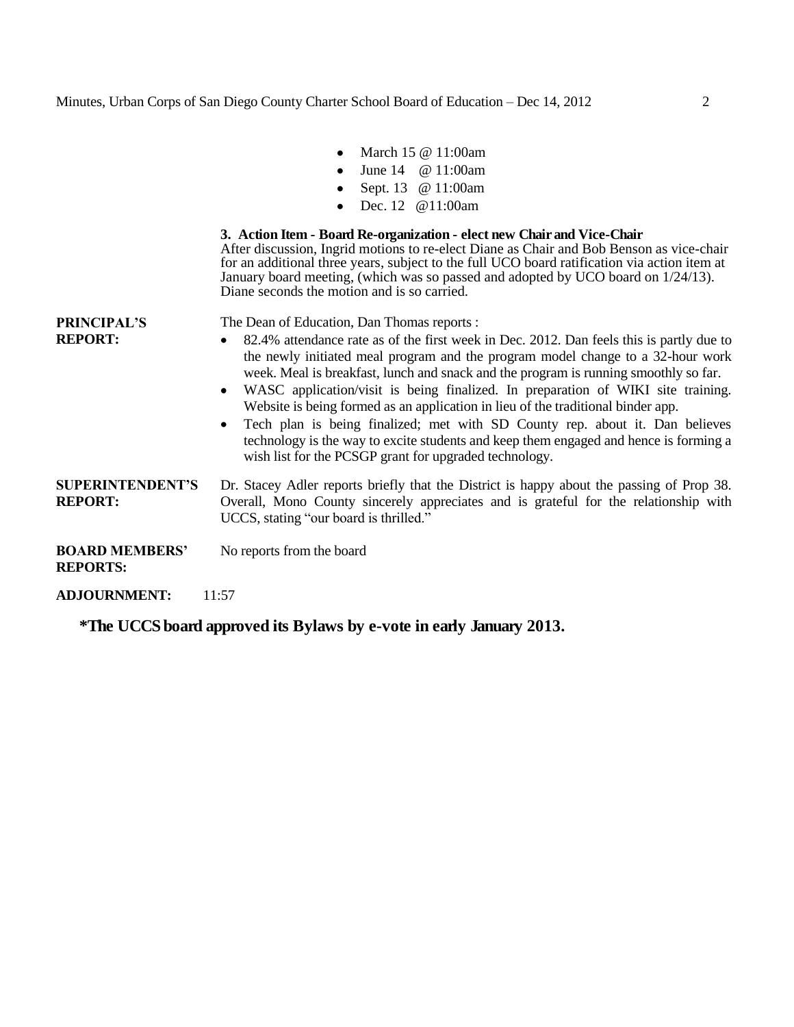- March 15 @ 11:00am
- June 14 @ 11:00am
- Sept. 13 @ 11:00am
- Dec. 12 @11:00am

**3. Action Item - Board Re-organization - elect new Chair and Vice-Chair**
After discussion, Ingrid motions to re-elect Diane as Chair and Bob Benson as vice-chair for an additional three years, subject to the full UCO board ratification via action item at January board meeting, (which was so passed and adopted by UCO board on 1/24/13). Diane seconds the motion and is so carried.

**PRINCIPAL'S REPORT:**

The Dean of Education, Dan Thomas reports :

- 82.4% attendance rate as of the first week in Dec. 2012. Dan feels this is partly due to the newly initiated meal program and the program model change to a 32-hour work week. Meal is breakfast, lunch and snack and the program is running smoothly so far.
- WASC application/visit is being finalized. In preparation of WIKI site training. Website is being formed as an application in lieu of the traditional binder app.
- Tech plan is being finalized; met with SD County rep. about it. Dan believes technology is the way to excite students and keep them engaged and hence is forming a wish list for the PCSGP grant for upgraded technology.

**SUPERINTENDENT'S REPORT:**

Dr. Stacey Adler reports briefly that the District is happy about the passing of Prop 38. Overall, Mono County sincerely appreciates and is grateful for the relationship with UCCS, stating "our board is thrilled."

**BOARD MEMBERS' REPORTS:**

No reports from the board

**ADJOURNMENT:** 11:57

**\*The UCCS board approved its Bylaws by e-vote in early January 2013.**